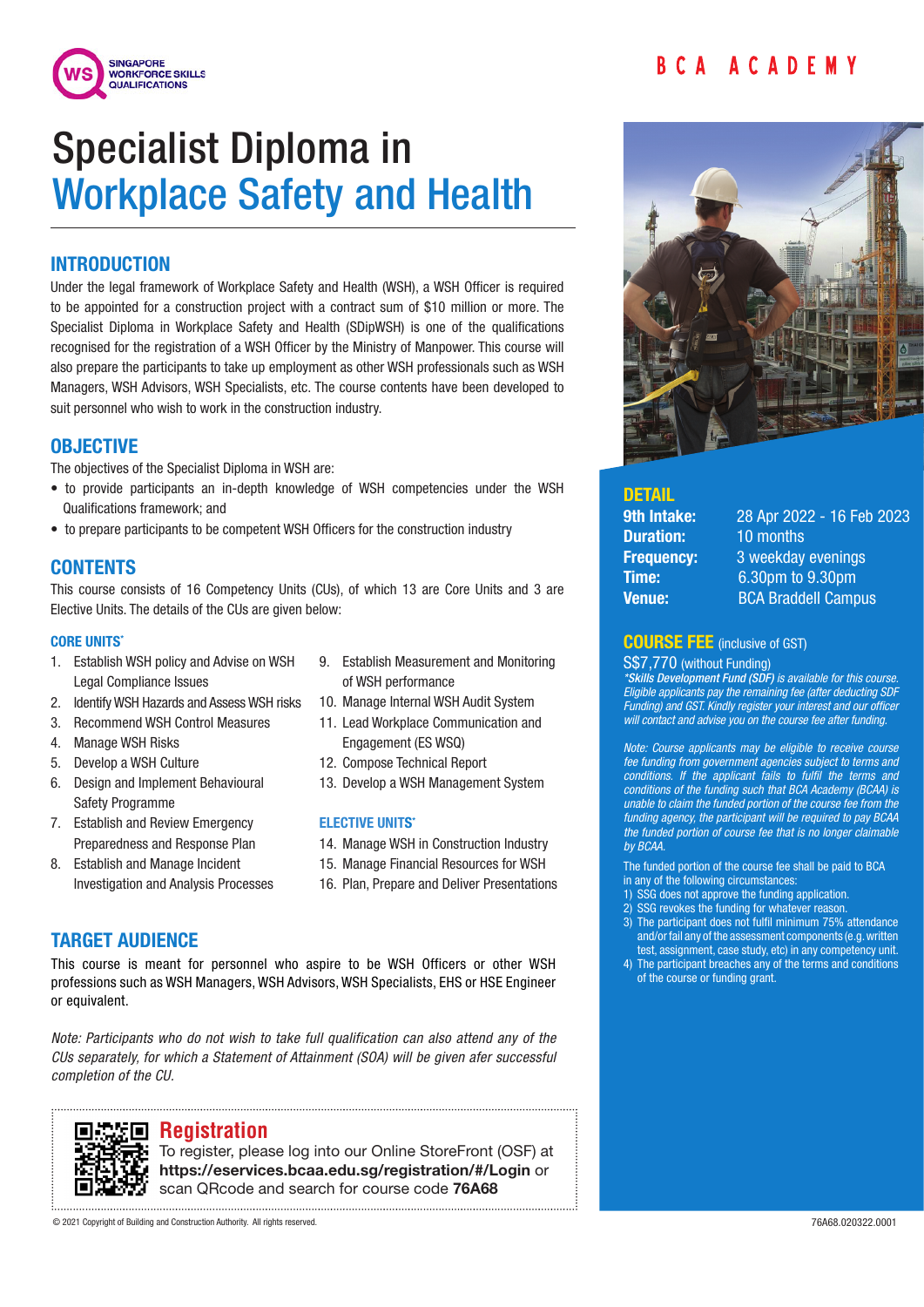SINGAPORE WORKFORCE SKILLS QUALIFICATIONS

BCA ACADEMY

# Specialist Diploma in Workplace Safety and Health

## INTRODUCTION

Under the legal framework of Workplace Safety and Health (WSH), a WSH Officer is required to be appointed for a construction project with a contract sum of $10 million or more. The Specialist Diploma in Workplace Safety and Health (SDipWSH) is one of the qualifications recognised for the registration of a WSH Officer by the Ministry of Manpower. This course will also prepare the participants to take up employment as other WSH professionals such as WSH Managers, WSH Advisors, WSH Specialists, etc. The course contents have been developed to suit personnel who wish to work in the construction industry.

## OBJECTIVE

The objectives of the Specialist Diploma in WSH are:

- to provide participants an in-depth knowledge of WSH competencies under the WSH Qualifications framework; and
- to prepare participants to be competent WSH Officers for the construction industry

## CONTENTS

This course consists of 16 Competency Units (CUs), of which 13 are Core Units and 3 are Elective Units. The details of the CUs are given below:

### CORE UNITS*

1. Establish WSH policy and Advise on WSH Legal Compliance Issues
2. Identify WSH Hazards and Assess WSH risks
3. Recommend WSH Control Measures
4. Manage WSH Risks
5. Develop a WSH Culture
6. Design and Implement Behavioural Safety Programme
7. Establish and Review Emergency Preparedness and Response Plan
8. Establish and Manage Incident Investigation and Analysis Processes
9. Establish Measurement and Monitoring of WSH performance
10. Manage Internal WSH Audit System
11. Lead Workplace Communication and Engagement (ES WSQ)
12. Compose Technical Report
13. Develop a WSH Management System

### ELECTIVE UNITS*

14. Manage WSH in Construction Industry
15. Manage Financial Resources for WSH
16. Plan, Prepare and Deliver Presentations

## TARGET AUDIENCE

This course is meant for personnel who aspire to be WSH Officers or other WSH professions such as WSH Managers, WSH Advisors, WSH Specialists, EHS or HSE Engineer or equivalent.

*Note: Participants who do not wish to take full qualification can also attend any of the CUs separately, for which a Statement of Attainment (SOA) will be given afer successful completion of the CU.*

## Registration

To register, please log into our Online StoreFront (OSF) at **https://eservices.bcaa.edu.sg/registration/#/Login** or scan QRcode and search for course code **76A68**

## DETAIL

**9th Intake:** 28 Apr 2022 - 16 Feb 2023
**Duration:** 10 months
**Frequency:** 3 weekday evenings
**Time:** 6.30pm to 9.30pm
**Venue:** BCA Braddell Campus

## COURSE FEE (inclusive of GST)

S$7,770 (without Funding)

***Skills Development Fund (SDF)** is available for this course. Eligible applicants pay the remaining fee (after deducting SDF Funding) and GST. Kindly register your interest and our officer will contact and advise you on the course fee after funding.*

*Note: Course applicants may be eligible to receive course fee funding from government agencies subject to terms and conditions. If the applicant fails to fulfil the terms and conditions of the funding such that BCA Academy (BCAA) is unable to claim the funded portion of the course fee from the funding agency, the participant will be required to pay BCAA the funded portion of course fee that is no longer claimable by BCAA.*

The funded portion of the course fee shall be paid to BCAA in any of the following circumstances:

1) SSG does not approve the funding application.
2) SSG revokes the funding for whatever reason.
3) The participant does not fulfil minimum 75% attendance and/or fail any of the assessment components (e.g. written test, assignment, case study, etc) in any competency unit.
4) The participant breaches any of the terms and conditions of the course or funding grant.

© 2021 Copyright of Building and Construction Authority. All rights reserved.

76A68.020322.0001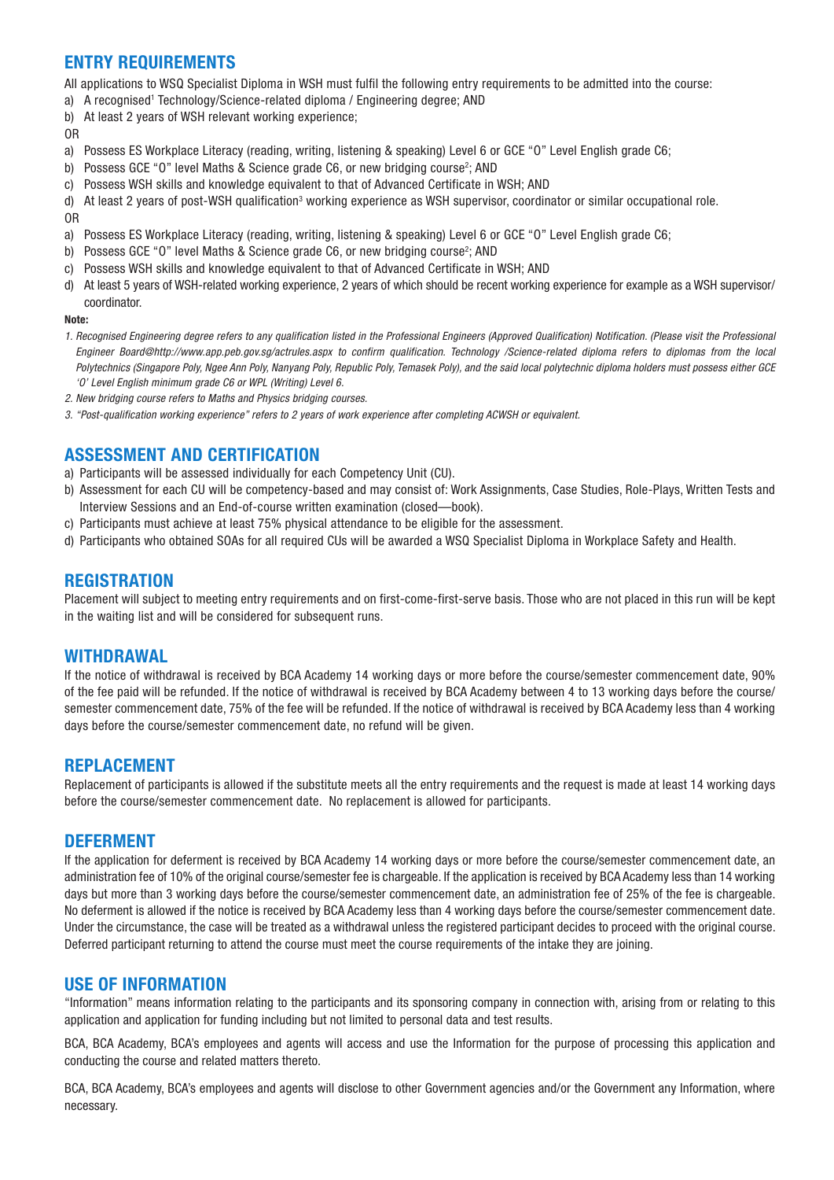## ENTRY REQUIREMENTS

All applications to WSQ Specialist Diploma in WSH must fulfil the following entry requirements to be admitted into the course:

a) A recognised[1] Technology/Science-related diploma / Engineering degree; AND
b) At least 2 years of WSH relevant working experience;

OR

a) Possess ES Workplace Literacy (reading, writing, listening & speaking) Level 6 or GCE "O" Level English grade C6;
b) Possess GCE "O" level Maths & Science grade C6, or new bridging course[2]; AND
c) Possess WSH skills and knowledge equivalent to that of Advanced Certificate in WSH; AND
d) At least 2 years of post-WSH qualification[3] working experience as WSH supervisor, coordinator or similar occupational role.

OR

a) Possess ES Workplace Literacy (reading, writing, listening & speaking) Level 6 or GCE "O" Level English grade C6;
b) Possess GCE "O" level Maths & Science grade C6, or new bridging course[2]; AND
c) Possess WSH skills and knowledge equivalent to that of Advanced Certificate in WSH; AND
d) At least 5 years of WSH-related working experience, 2 years of which should be recent working experience for example as a WSH supervisor/ coordinator.

**Note:**

*1. Recognised Engineering degree refers to any qualification listed in the Professional Engineers (Approved Qualification) Notification. (Please visit the Professional Engineer Board@http://www.app.peb.gov.sg/actrules.aspx to confirm qualification. Technology /Science-related diploma refers to diplomas from the local Polytechnics (Singapore Poly, Ngee Ann Poly, Nanyang Poly, Republic Poly, Temasek Poly), and the said local polytechnic diploma holders must possess either GCE 'O' Level English minimum grade C6 or WPL (Writing) Level 6.*

*2. New bridging course refers to Maths and Physics bridging courses.*

*3. "Post-qualification working experience" refers to 2 years of work experience after completing ACWSH or equivalent.*

## ASSESSMENT AND CERTIFICATION

a) Participants will be assessed individually for each Competency Unit (CU).
b) Assessment for each CU will be competency-based and may consist of: Work Assignments, Case Studies, Role-Plays, Written Tests and Interview Sessions and an End-of-course written examination (closed—book).
c) Participants must achieve at least 75% physical attendance to be eligible for the assessment.
d) Participants who obtained SOAs for all required CUs will be awarded a WSQ Specialist Diploma in Workplace Safety and Health.

## REGISTRATION

Placement will subject to meeting entry requirements and on first-come-first-serve basis. Those who are not placed in this run will be kept in the waiting list and will be considered for subsequent runs.

## WITHDRAWAL

If the notice of withdrawal is received by BCA Academy 14 working days or more before the course/semester commencement date, 90% of the fee paid will be refunded. If the notice of withdrawal is received by BCA Academy between 4 to 13 working days before the course/ semester commencement date, 75% of the fee will be refunded. If the notice of withdrawal is received by BCA Academy less than 4 working days before the course/semester commencement date, no refund will be given.

## REPLACEMENT

Replacement of participants is allowed if the substitute meets all the entry requirements and the request is made at least 14 working days before the course/semester commencement date. No replacement is allowed for participants.

## DEFERMENT

If the application for deferment is received by BCA Academy 14 working days or more before the course/semester commencement date, an administration fee of 10% of the original course/semester fee is chargeable. If the application is received by BCA Academy less than 14 working days but more than 3 working days before the course/semester commencement date, an administration fee of 25% of the fee is chargeable. No deferment is allowed if the notice is received by BCA Academy less than 4 working days before the course/semester commencement date. Under the circumstance, the case will be treated as a withdrawal unless the registered participant decides to proceed with the original course. Deferred participant returning to attend the course must meet the course requirements of the intake they are joining.

## USE OF INFORMATION

"Information" means information relating to the participants and its sponsoring company in connection with, arising from or relating to this application and application for funding including but not limited to personal data and test results.

BCA, BCA Academy, BCA's employees and agents will access and use the Information for the purpose of processing this application and conducting the course and related matters thereto.

BCA, BCA Academy, BCA's employees and agents will disclose to other Government agencies and/or the Government any Information, where necessary.